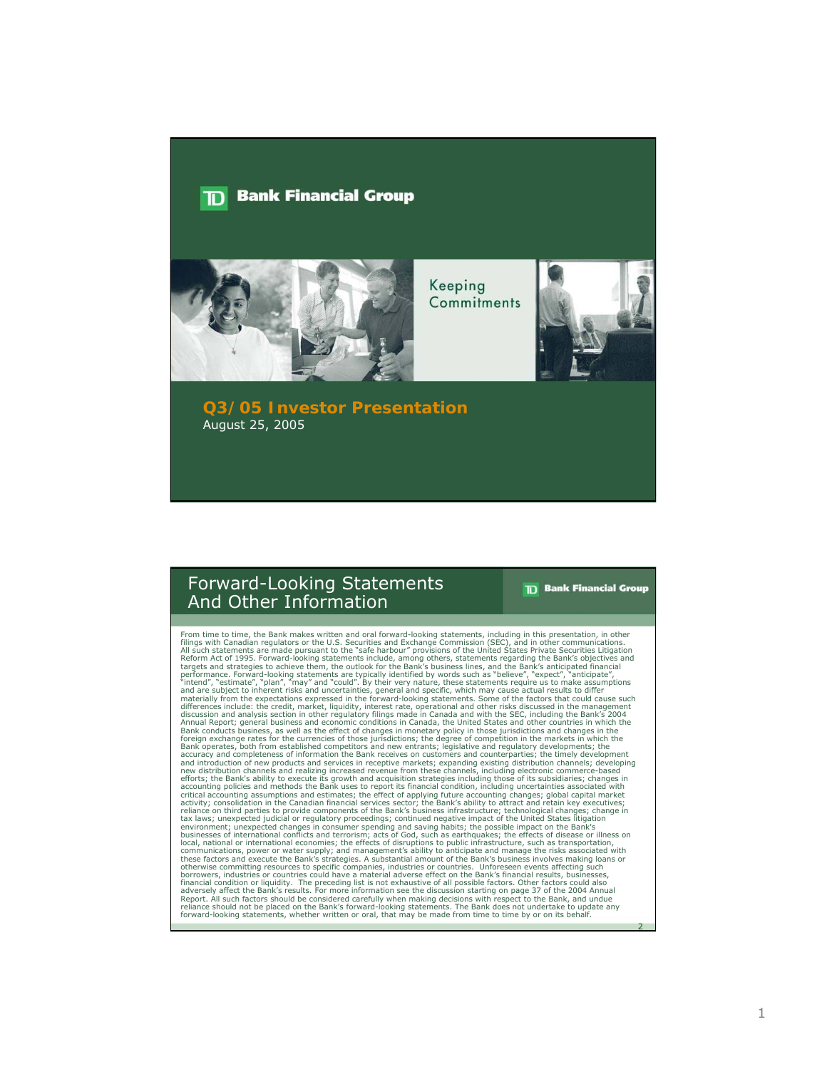# TD Bank Financial Group

Keeping Commitments

## Q3/05 Investor Presentation

August 25, 2005

## Forward-Looking Statements And Other Information

TD Bank Financial Group

From time to time, the Bank makes written and oral forward-looking statements, including in this presentation, in other filings with Canadian regulators or the U.S. Securities and Exchange Commission (SEC), and in other communications. All such statements are made pursuant to the "safe harbour" provisions of the United States Private Securities Litigation Reform Act of 1995. Forward-looking statements include, among others, statements regarding the Bank's objectives and targets and strategies to achieve them, the outlook for the Bank's business lines, and the Bank's anticipated financial performance. Forward-looking statements are typically identified by words such as "believe", "expect", "anticipate", "intend", "estimate", "plan", "may" and "could". By their very nature, these statements require us to make assumptions and are subject to inherent risks and uncertainties, general and specific, which may cause actual results to differ materially from the expectations expressed in the forward-looking statements. Some of the factors that could cause such differences include: the credit, market, liquidity, interest rate, operational and other risks discussed in the management discussion and analysis section in other regulatory filings made in Canada and with the SEC, including the Bank's 2004 Annual Report; general business and economic conditions in Canada, the United States and other countries in which the Bank conducts business, as well as the effect of changes in monetary policy in those jurisdictions and changes in the foreign exchange rates for the currencies of those jurisdictions; the degree of competition in the markets in which the Bank operates, both from established competitors and new entrants; legislative and regulatory developments; the accuracy and completeness of information the Bank receives on customers and counterparties; the timely development and introduction of new products and services in receptive markets; expanding existing distribution channels; developing new distribution channels and realizing increased revenue from these channels, including electronic commerce-based efforts; the Bank's ability to execute its growth and acquisition strategies including those of its subsidiaries; changes in accounting policies and methods the Bank uses to report its financial condition, including uncertainties associated with critical accounting assumptions and estimates; the effect of applying future accounting changes; global capital market activity; consolidation in the Canadian financial services sector; the Bank's ability to attract and retain key executives; reliance on third parties to provide components of the Bank's business infrastructure; technological changes; change in tax laws; unexpected judicial or regulatory proceedings; continued negative impact of the United States litigation environment; unexpected changes in consumer spending and saving habits; the possible impact on the Bank's businesses of international conflicts and terrorism; acts of God, such as earthquakes; the effects of disease or illness on local, national or international economies; the effects of disruptions to public infrastructure, such as transportation, communications, power or water supply; and management's ability to anticipate and manage the risks associated with these factors and execute the Bank's strategies. A substantial amount of the Bank's business involves making loans or otherwise committing resources to specific companies, industries or countries. Unforeseen events affecting such borrowers, industries or countries could have a material adverse effect on the Bank's financial results, businesses, financial condition or liquidity. The preceding list is not exhaustive of all possible factors. Other factors could also adversely affect the Bank's results. For more information see the discussion starting on page 37 of the 2004 Annual Report. All such factors should be considered carefully when making decisions with respect to the Bank, and undue reliance should not be placed on the Bank's forward-looking statements. The Bank does not undertake to update any forward-looking statements, whether written or oral, that may be made from time to time by or on its behalf.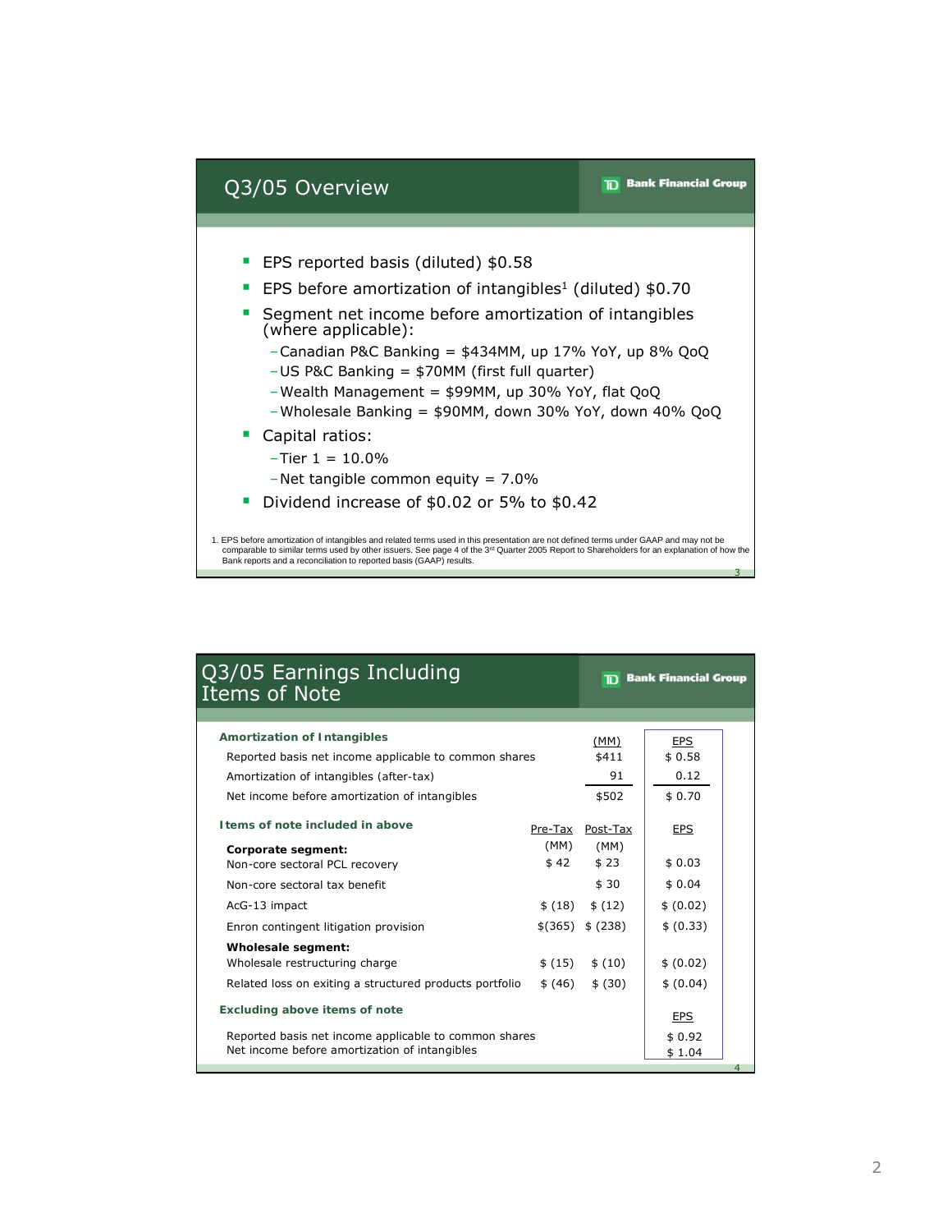## Q3/05 Overview

- EPS reported basis (diluted) $0.58
- EPS before amortization of intangibles[1] (diluted) $0.70
- Segment net income before amortization of intangibles (where applicable):
  - Canadian P&C Banking = $434MM, up 17% YoY, up 8% QoQ
  - US P&C Banking = $70MM (first full quarter)
  - Wealth Management = $99MM, up 30% YoY, flat QoQ
  - Wholesale Banking = $90MM, down 30% YoY, down 40% QoQ
- Capital ratios:
  - Tier 1 = 10.0%
  - Net tangible common equity = 7.0%
- Dividend increase of $0.02 or 5% to $0.42

1. EPS before amortization of intangibles and related terms used in this presentation are not defined terms under GAAP and may not be comparable to similar terms used by other issuers. See page 4 of the 3rd Quarter 2005 Report to Shareholders for an explanation of how the Bank reports and a reconciliation to reported basis (GAAP) results.

## Q3/05 Earnings Including Items of Note

| **Amortization of Intangibles** | | (MM) | EPS |
|---|---|---|---|
| Reported basis net income applicable to common shares | | $411 | $ 0.58 |
| Amortization of intangibles (after-tax) | | 91 | 0.12 |
| Net income before amortization of intangibles | | $502 | $ 0.70 |
| **Items of note included in above** | Pre-Tax (MM) | Post-Tax (MM) | EPS |
| **Corporate segment:** | | | |
| Non-core sectoral PCL recovery | $ 42 | $ 23 | $ 0.03 |
| Non-core sectoral tax benefit | | $ 30 | $ 0.04 |
| AcG-13 impact | $ (18) | $ (12) | $ (0.02) |
| Enron contingent litigation provision | $(365) | $ (238) | $ (0.33) |
| **Wholesale segment:** | | | |
| Wholesale restructuring charge | $ (15) | $ (10) | $ (0.02) |
| Related loss on exiting a structured products portfolio | $ (46) | $ (30) | $ (0.04) |
| **Excluding above items of note** | | | EPS |
| Reported basis net income applicable to common shares | | | $ 0.92 |
| Net income before amortization of intangibles | | | $ 1.04 |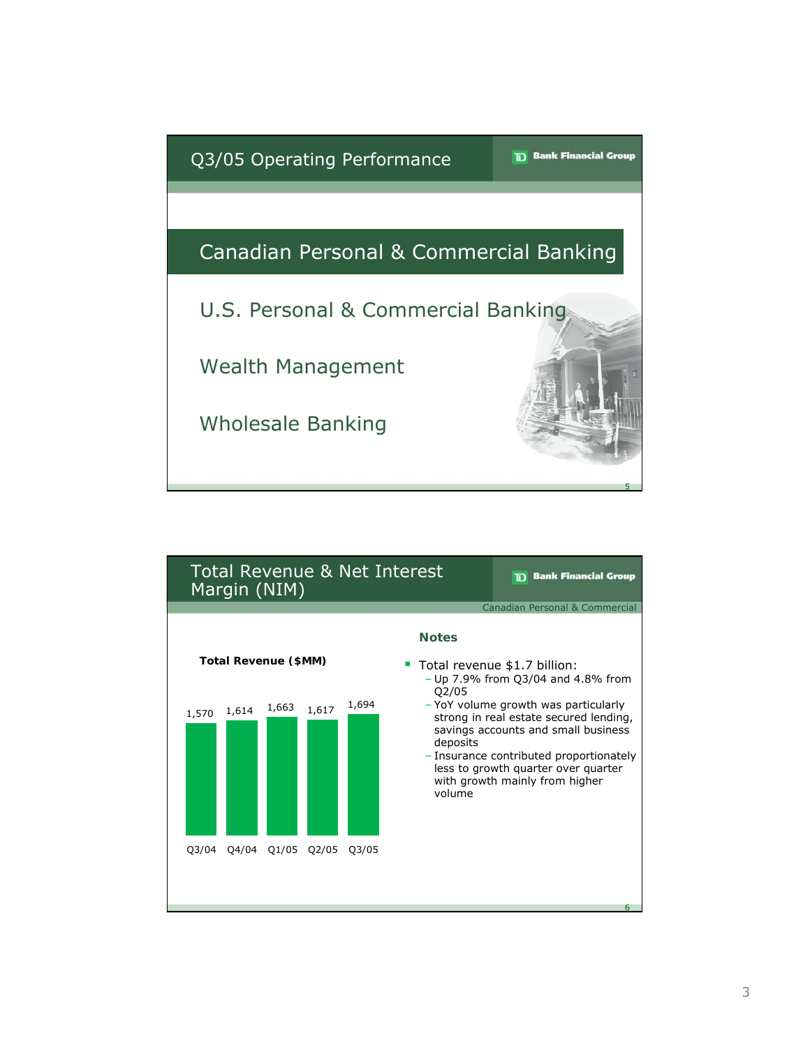## Q3/05 Operating Performance

TD Bank Financial Group

### Canadian Personal & Commercial Banking

U.S. Personal & Commercial Banking

Wealth Management

Wholesale Banking

## Total Revenue & Net Interest Margin (NIM)

TD Bank Financial Group

Canadian Personal & Commercial

**Total Revenue ($MM)**

| Q3/04 | Q4/04 | Q1/05 | Q2/05 | Q3/05 |
|---|---|---|---|---|
| 1,570 | 1,614 | 1,663 | 1,617 | 1,694 |

**Notes**

- Total revenue $1.7 billion:
  - Up 7.9% from Q3/04 and 4.8% from Q2/05
  - YoY volume growth was particularly strong in real estate secured lending, savings accounts and small business deposits
  - Insurance contributed proportionately less to growth quarter over quarter with growth mainly from higher volume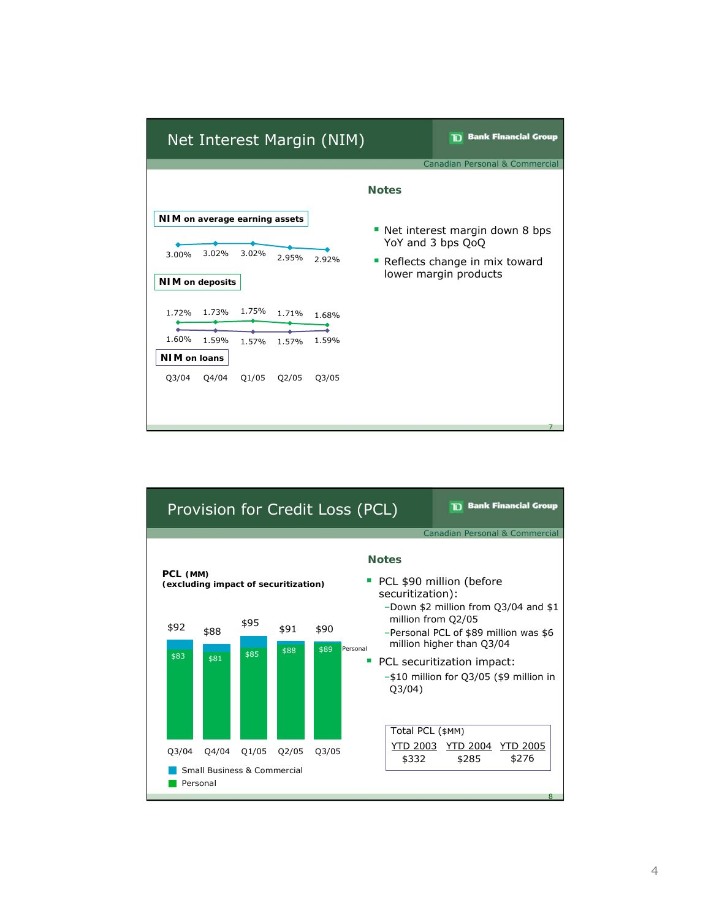# Net Interest Margin (NIM)

TD Bank Financial Group

Canadian Personal & Commercial

**NIM on average earning assets**

| Q3/04 | Q4/04 | Q1/05 | Q2/05 | Q3/05 |
|---|---|---|---|---|
| 3.00% | 3.02% | 3.02% | 2.95% | 2.92% |

**NIM on deposits**

| Q3/04 | Q4/04 | Q1/05 | Q2/05 | Q3/05 |
|---|---|---|---|---|
| 1.72% | 1.73% | 1.75% | 1.71% | 1.68% |

**NIM on loans**

| Q3/04 | Q4/04 | Q1/05 | Q2/05 | Q3/05 |
|---|---|---|---|---|
| 1.60% | 1.59% | 1.57% | 1.57% | 1.59% |

## Notes

- Net interest margin down 8 bps YoY and 3 bps QoQ
- Reflects change in mix toward lower margin products

# Provision for Credit Loss (PCL)

TD Bank Financial Group

Canadian Personal & Commercial

**PCL (MM)**
**(excluding impact of securitization)**

| | Q3/04 | Q4/04 | Q1/05 | Q2/05 | Q3/05 |
|---|---|---|---|---|---|
| Total | $92 | $88 | $95 | $91 | $90 |
| Personal | $83 | $81 | $85 | $88 | $89 |

Small Business & Commercial

Personal

## Notes

- PCL $90 million (before securitization):
  - Down $2 million from Q3/04 and $1 million from Q2/05
  - Personal PCL of $89 million was $6 million higher than Q3/04
- PCL securitization impact:
  - $10 million for Q3/05 ($9 million in Q3/04)

| Total PCL ($MM) | | |
|---|---|---|
| YTD 2003 | YTD 2004 | YTD 2005 |
| $332 | $285 | $276 |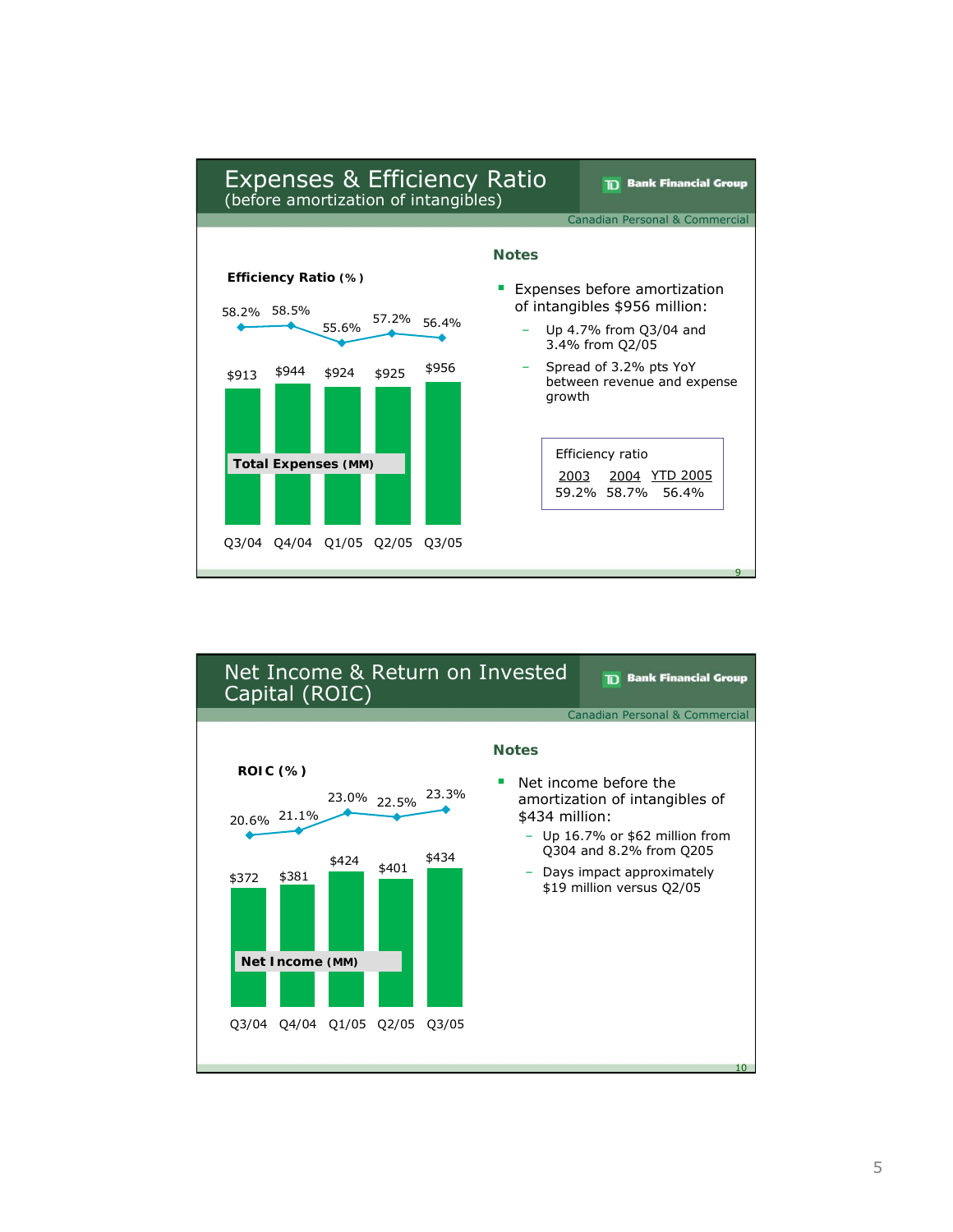## Expenses & Efficiency Ratio
(before amortization of intangibles)

TD Bank Financial Group — Canadian Personal & Commercial

**Efficiency Ratio (%)**

**Total Expenses (MM)**

| | Q3/04 | Q4/04 | Q1/05 | Q2/05 | Q3/05 |
|---|---|---|---|---|---|
| Efficiency Ratio (%) | 58.2% | 58.5% | 55.6% | 57.2% | 56.4% |
| Total Expenses (MM) | $913 | $944 | $924 | $925 | $956 |

### Notes

- Expenses before amortization of intangibles $956 million:
  - Up 4.7% from Q3/04 and 3.4% from Q2/05
  - Spread of 3.2% pts YoY between revenue and expense growth

Efficiency ratio

| 2003 | 2004 | YTD 2005 |
|---|---|---|
| 59.2% | 58.7% | 56.4% |

## Net Income & Return on Invested Capital (ROIC)

TD Bank Financial Group — Canadian Personal & Commercial

**ROIC (%)**

**Net Income (MM)**

| | Q3/04 | Q4/04 | Q1/05 | Q2/05 | Q3/05 |
|---|---|---|---|---|---|
| ROIC (%) | 20.6% | 21.1% | 23.0% | 22.5% | 23.3% |
| Net Income (MM) | $372 | $381 | $424 | $401 | $434 |

### Notes

- Net income before the amortization of intangibles of $434 million:
  - Up 16.7% or $62 million from Q304 and 8.2% from Q205
  - Days impact approximately $19 million versus Q2/05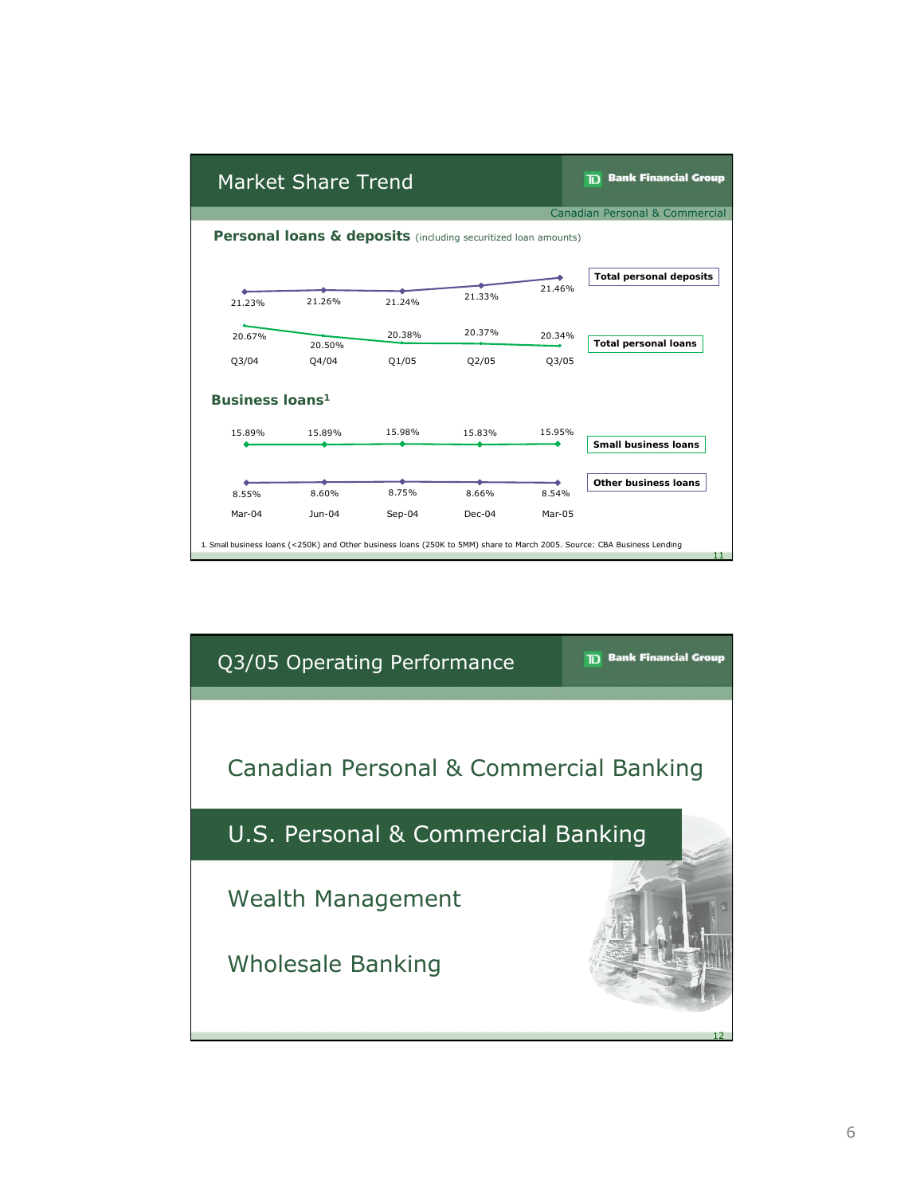## Market Share Trend

TD Bank Financial Group

Canadian Personal & Commercial

### Personal loans & deposits (including securitized loan amounts)

| | Q3/04 | Q4/04 | Q1/05 | Q2/05 | Q3/05 |
|---|---|---|---|---|---|
| Total personal deposits | 21.23% | 21.26% | 21.24% | 21.33% | 21.46% |
| Total personal loans | 20.67% | 20.50% | 20.38% | 20.37% | 20.34% |

### Business loans[1]

| | Mar-04 | Jun-04 | Sep-04 | Dec-04 | Mar-05 |
|---|---|---|---|---|---|
| Small business loans | 15.89% | 15.89% | 15.98% | 15.83% | 15.95% |
| Other business loans | 8.55% | 8.60% | 8.75% | 8.66% | 8.54% |

1. Small business loans (<250K) and Other business loans (250K to 5MM) share to March 2005. Source: CBA Business Lending

## Q3/05 Operating Performance

TD Bank Financial Group

- Canadian Personal & Commercial Banking
- **U.S. Personal & Commercial Banking**
- Wealth Management
- Wholesale Banking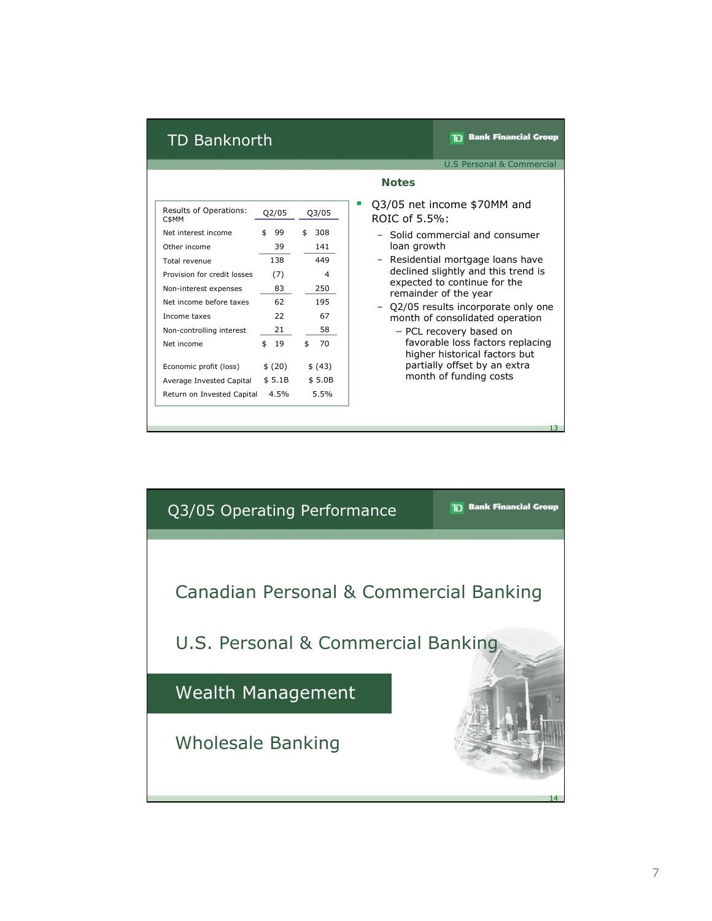## TD Banknorth

TD Bank Financial Group

U.S Personal & Commercial

| Results of Operations: C$MM | Q2/05 | Q3/05 |
|---|---|---|
| Net interest income | $ 99 | $ 308 |
| Other income | 39 | 141 |
| Total revenue | 138 | 449 |
| Provision for credit losses | (7) | 4 |
| Non-interest expenses | 83 | 250 |
| Net income before taxes | 62 | 195 |
| Income taxes | 22 | 67 |
| Non-controlling interest | 21 | 58 |
| Net income | $ 19 | $ 70 |
| Economic profit (loss) | $ (20) | $ (43) |
| Average Invested Capital | $ 5.1B | $ 5.0B |
| Return on Invested Capital | 4.5% | 5.5% |

**Notes**

- Q3/05 net income $70MM and ROIC of 5.5%:
  - Solid commercial and consumer loan growth
  - Residential mortgage loans have declined slightly and this trend is expected to continue for the remainder of the year
  - Q2/05 results incorporate only one month of consolidated operation
    - PCL recovery based on favorable loss factors replacing higher historical factors but partially offset by an extra month of funding costs

## Q3/05 Operating Performance

TD Bank Financial Group

Canadian Personal & Commercial Banking

U.S. Personal & Commercial Banking

**Wealth Management**

Wholesale Banking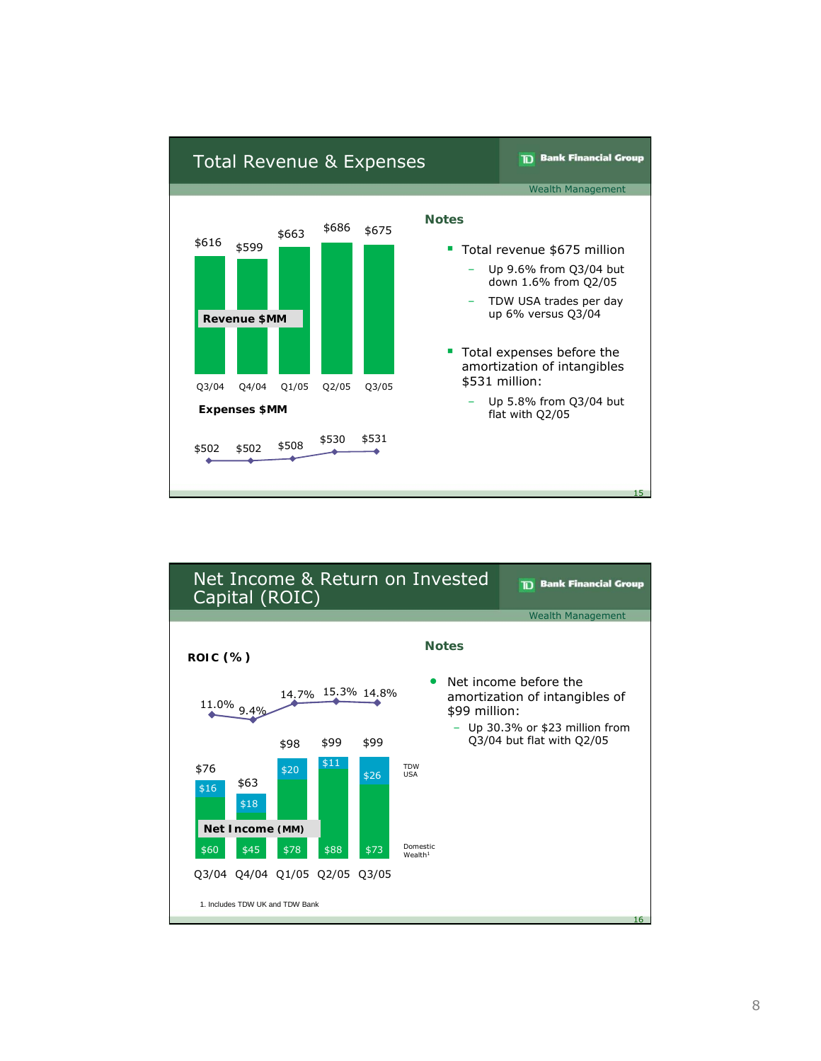## Total Revenue & Expenses

TD Bank Financial Group — Wealth Management

**Revenue $MM**

| | Q3/04 | Q4/04 | Q1/05 | Q2/05 | Q3/05 |
|---|---|---|---|---|---|
| Revenue $MM | $616 | $599 | $663 | $686 | $675 |
| Expenses $MM | $502 | $502 | $508 | $530 | $531 |

**Notes**

- Total revenue $675 million
  - Up 9.6% from Q3/04 but down 1.6% from Q2/05
  - TDW USA trades per day up 6% versus Q3/04
- Total expenses before the amortization of intangibles $531 million:
  - Up 5.8% from Q3/04 but flat with Q2/05

## Net Income & Return on Invested Capital (ROIC)

TD Bank Financial Group — Wealth Management

| | Q3/04 | Q4/04 | Q1/05 | Q2/05 | Q3/05 |
|---|---|---|---|---|---|
| ROIC (%) | 11.0% | 9.4% | 14.7% | 15.3% | 14.8% |
| Net Income (MM) – Total | $76 | $63 | $98 | $99 | $99 |
| TDW USA | $16 | $18 | $20 | $11 | $26 |
| Domestic Wealth[1] | $60 | $45 | $78 | $88 | $73 |

**Notes**

- Net income before the amortization of intangibles of $99 million:
  - Up 30.3% or $23 million from Q3/04 but flat with Q2/05

1. Includes TDW UK and TDW Bank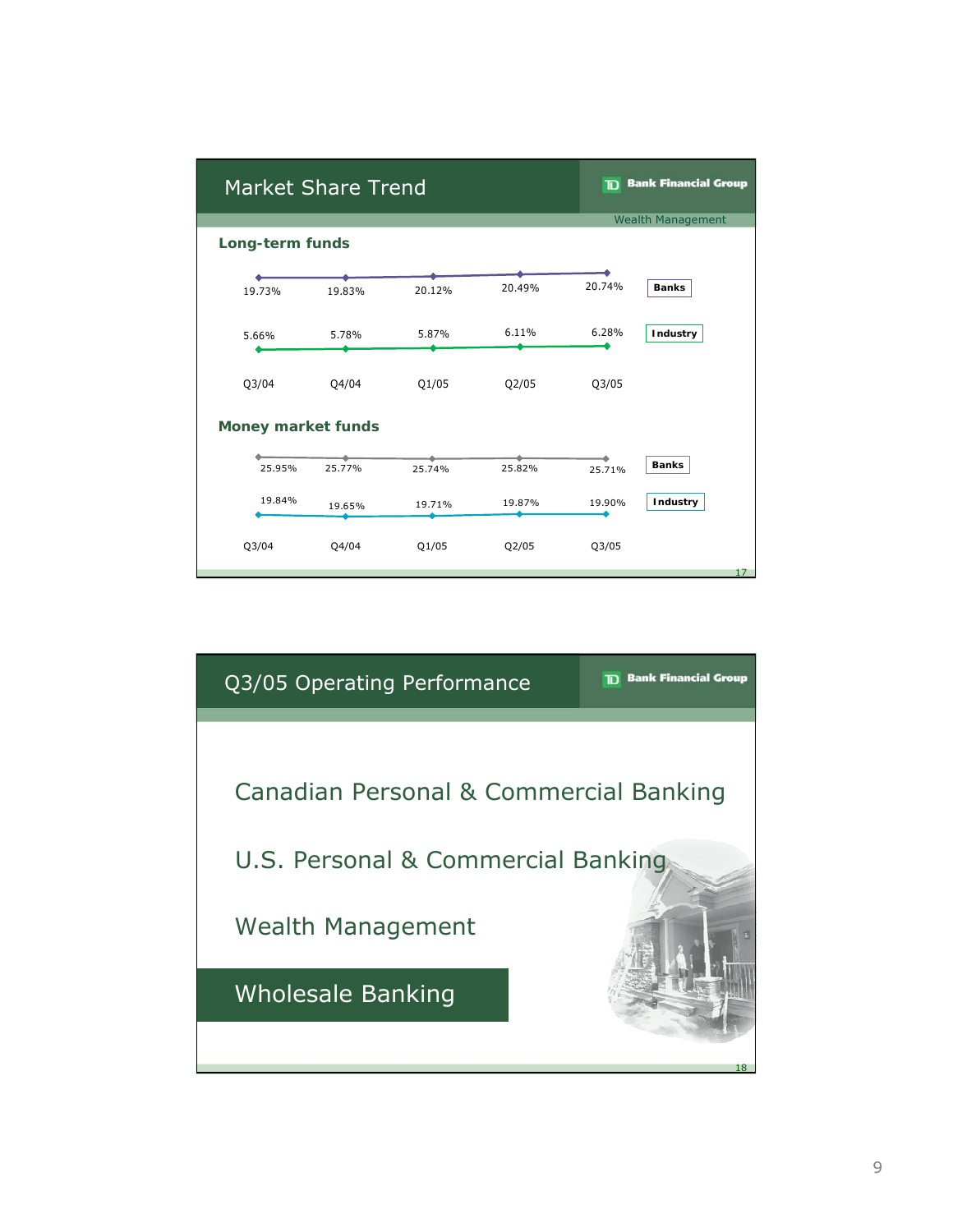## Market Share Trend

TD Bank Financial Group

Wealth Management

### Long-term funds

| | Q3/04 | Q4/04 | Q1/05 | Q2/05 | Q3/05 |
|---|---|---|---|---|---|
| Banks | 19.73% | 19.83% | 20.12% | 20.49% | 20.74% |
| Industry | 5.66% | 5.78% | 5.87% | 6.11% | 6.28% |

### Money market funds

| | Q3/04 | Q4/04 | Q1/05 | Q2/05 | Q3/05 |
|---|---|---|---|---|---|
| Banks | 25.95% | 25.77% | 25.74% | 25.82% | 25.71% |
| Industry | 19.84% | 19.65% | 19.71% | 19.87% | 19.90% |

## Q3/05 Operating Performance

TD Bank Financial Group

- Canadian Personal & Commercial Banking
- U.S. Personal & Commercial Banking
- Wealth Management
- **Wholesale Banking**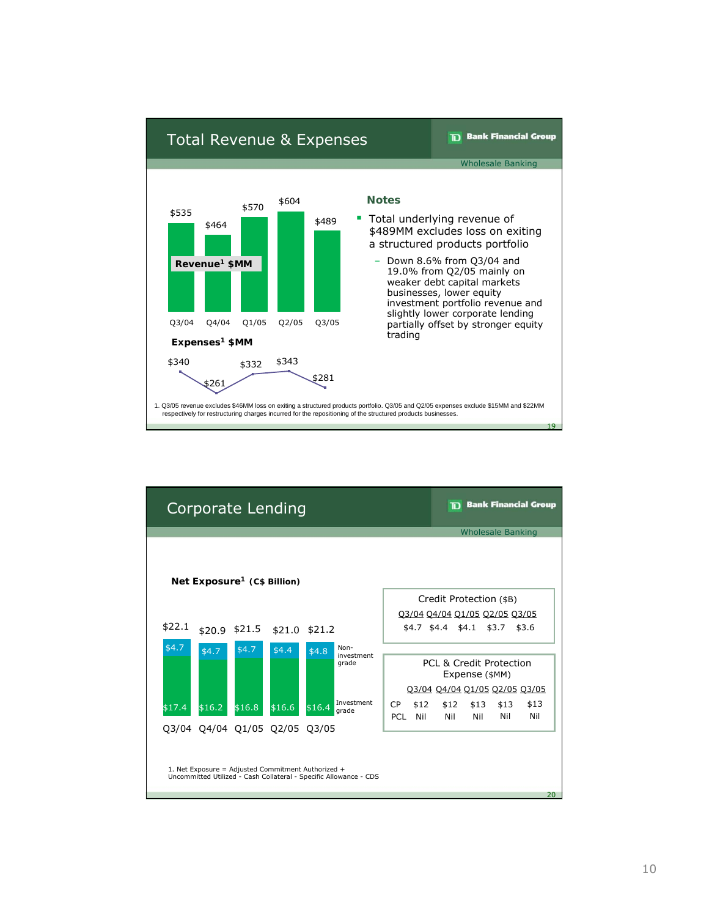## Total Revenue & Expenses

**TD Bank Financial Group** — Wholesale Banking

**Revenue[1] $MM**

| Q3/04 | Q4/04 | Q1/05 | Q2/05 | Q3/05 |
|---|---|---|---|---|
| $535 | $464 | $570 | $604 | $489 |

**Expenses[1] $MM**

| Q3/04 | Q4/04 | Q1/05 | Q2/05 | Q3/05 |
|---|---|---|---|---|
| $340 | $261 | $332 | $343 | $281 |

### Notes

- Total underlying revenue of $489MM excludes loss on exiting a structured products portfolio
  - Down 8.6% from Q3/04 and 19.0% from Q2/05 mainly on weaker debt capital markets businesses, lower equity investment portfolio revenue and slightly lower corporate lending partially offset by stronger equity trading

1. Q3/05 revenue excludes $46MM loss on exiting a structured products portfolio. Q3/05 and Q2/05 expenses exclude $15MM and $22MM respectively for restructuring charges incurred for the repositioning of the structured products businesses.

## Corporate Lending

**TD Bank Financial Group** — Wholesale Banking

**Net Exposure[1] (C$ Billion)**

| | Q3/04 | Q4/04 | Q1/05 | Q2/05 | Q3/05 |
|---|---|---|---|---|---|
| Total | $22.1 | $20.9 | $21.5 | $21.0 | $21.2 |
| Non-investment grade | $4.7 | $4.7 | $4.7 | $4.4 | $4.8 |
| Investment grade | $17.4 | $16.2 | $16.8 | $16.6 | $16.4 |

Credit Protection ($B)

| Q3/04 | Q4/04 | Q1/05 | Q2/05 | Q3/05 |
|---|---|---|---|---|
| $4.7 | $4.4 | $4.1 | $3.7 | $3.6 |

PCL & Credit Protection Expense ($MM)

| | Q3/04 | Q4/04 | Q1/05 | Q2/05 | Q3/05 |
|---|---|---|---|---|---|
| CP | $12 | $12 | $13 | $13 | $13 |
| PCL | Nil | Nil | Nil | Nil | Nil |

1. Net Exposure = Adjusted Commitment Authorized + Uncommitted Utilized - Cash Collateral - Specific Allowance - CDS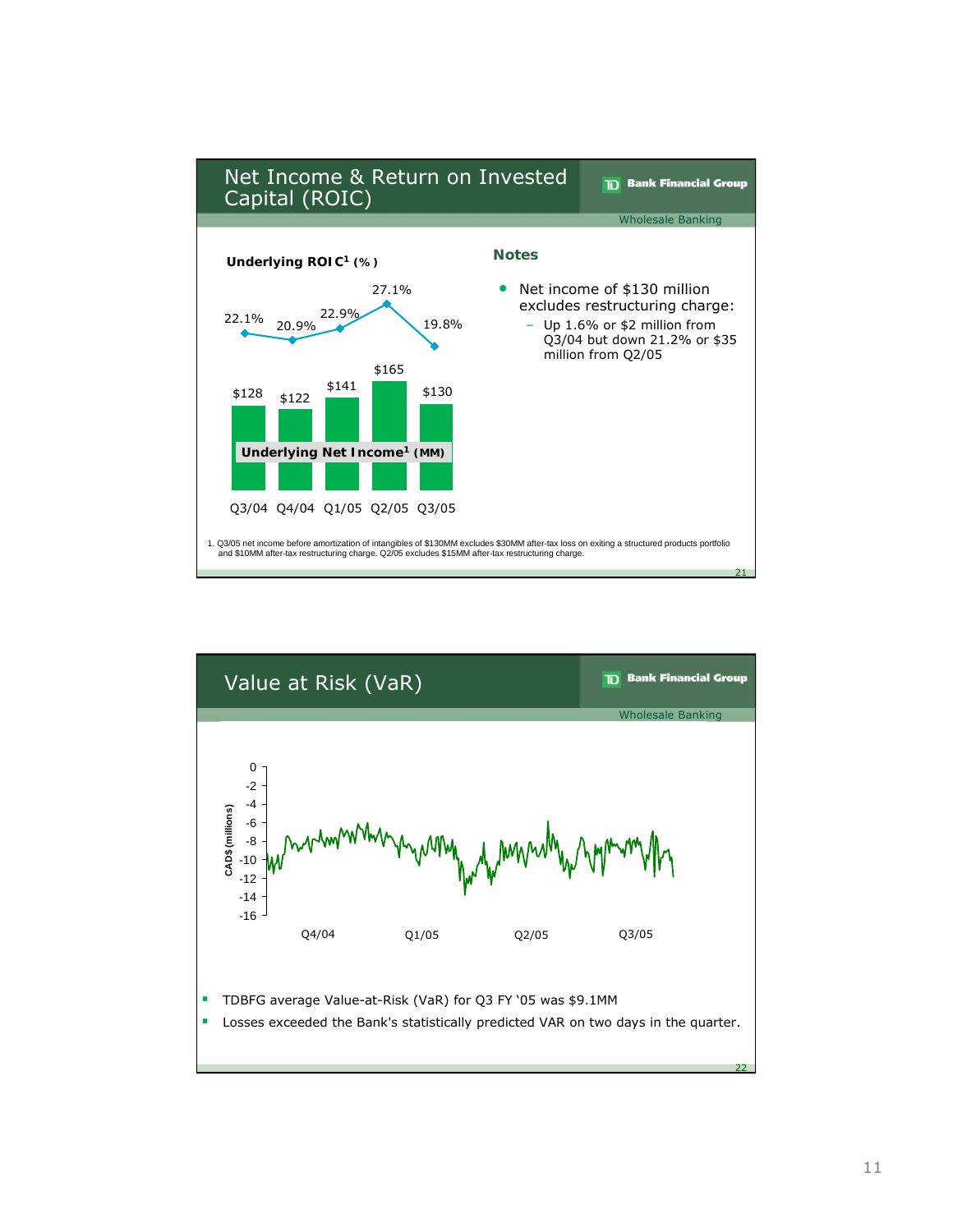## Net Income & Return on Invested Capital (ROIC)

TD Bank Financial Group — Wholesale Banking

**Underlying ROIC[1] (%)**

| | Q3/04 | Q4/04 | Q1/05 | Q2/05 | Q3/05 |
|---|---|---|---|---|---|
| Underlying ROIC[1] (%) | 22.1% | 20.9% | 22.9% | 27.1% | 19.8% |
| Underlying Net Income[1] (MM) | $128 | $122 | $141 | $165 | $130 |

**Notes**

- Net income of $130 million excludes restructuring charge:
  - Up 1.6% or $2 million from Q3/04 but down 21.2% or $35 million from Q2/05

1. Q3/05 net income before amortization of intangibles of $130MM excludes $30MM after-tax loss on exiting a structured products portfolio and $10MM after-tax restructuring charge. Q2/05 excludes $15MM after-tax restructuring charge.

## Value at Risk (VaR)

TD Bank Financial Group — Wholesale Banking

- TDBFG average Value-at-Risk (VaR) for Q3 FY '05 was $9.1MM
- Losses exceeded the Bank's statistically predicted VAR on two days in the quarter.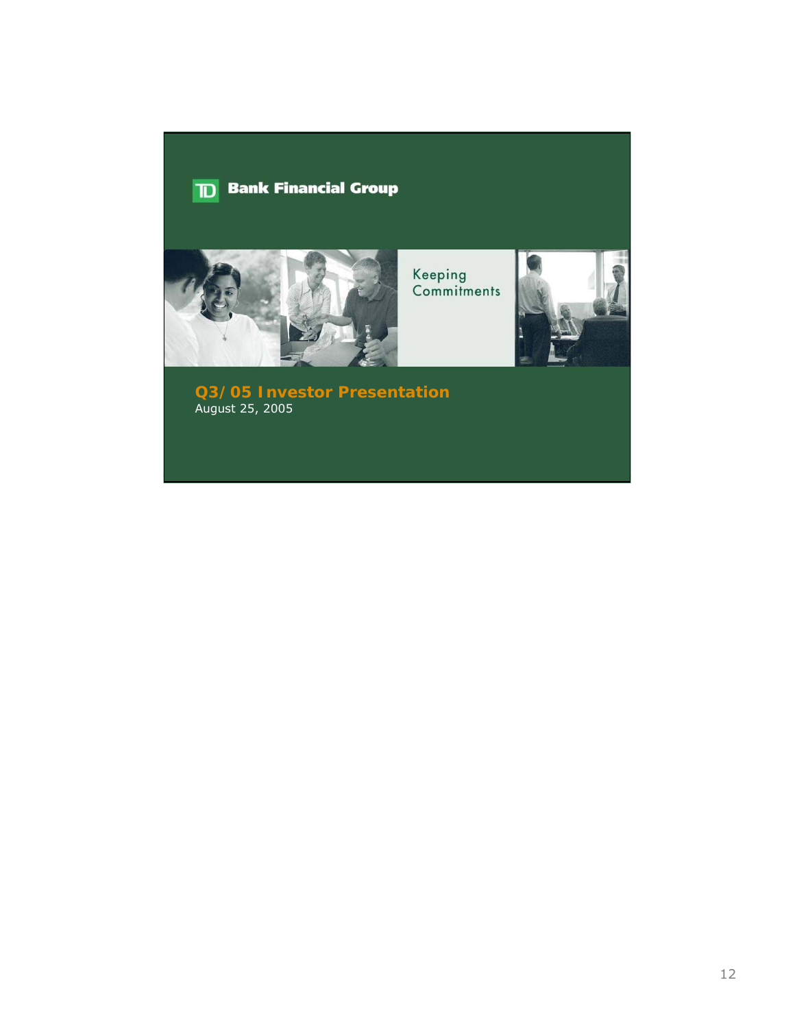TD Bank Financial Group

Keeping Commitments

## Q3/05 Investor Presentation

August 25, 2005